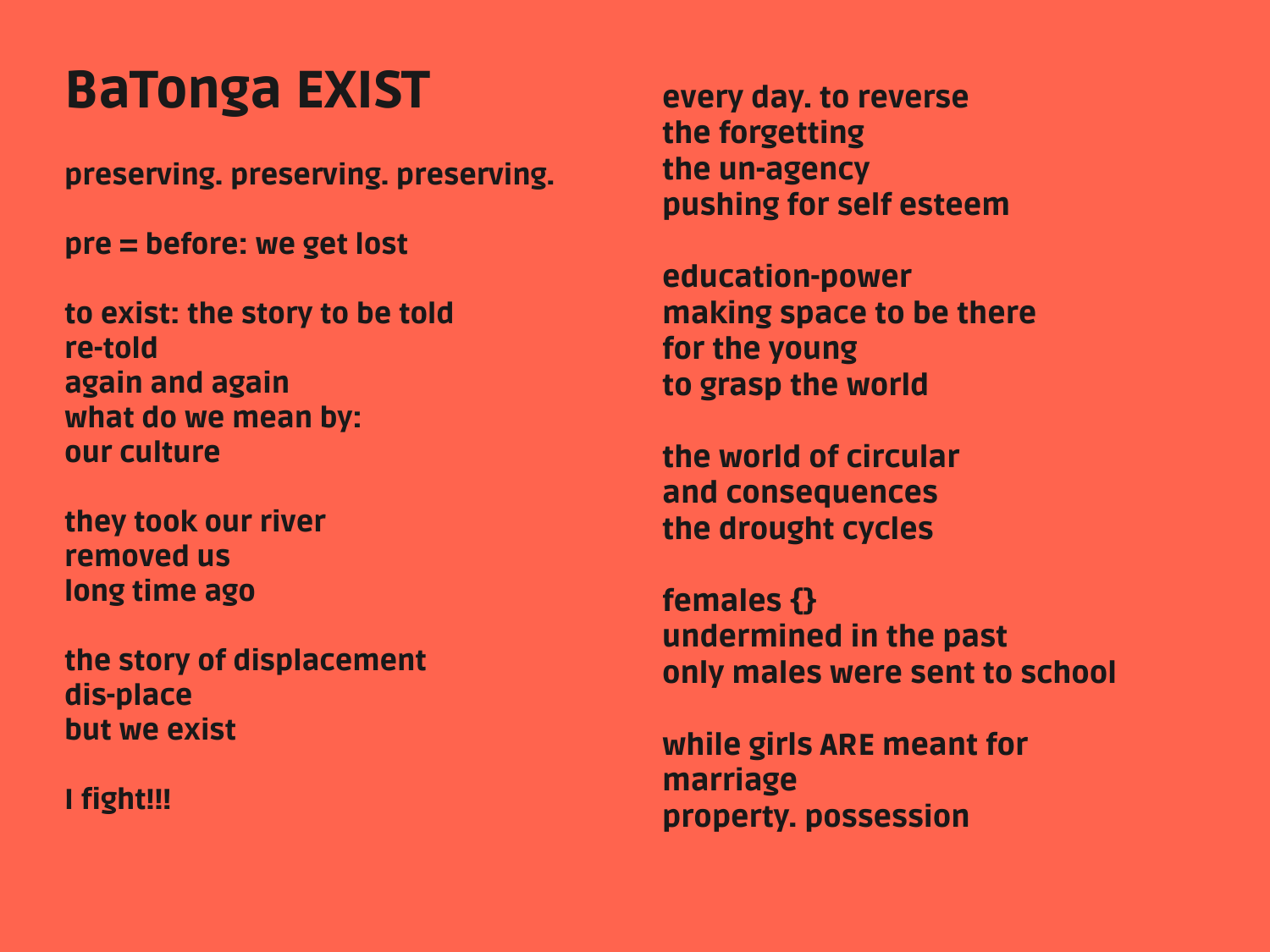# BaTonga EXIST

preserving. preserving. preserving.

pre = before: we get lost

to exist: the story to be told
re-told
again and again
what do we mean by:
our culture

they took our river
removed us
long time ago

the story of displacement
dis-place
but we exist

I fight!!!

every day. to reverse
the forgetting
the un-agency
pushing for self esteem

education-power
making space to be there
for the young
to grasp the world

the world of circular
and consequences
the drought cycles

females {}
undermined in the past
only males were sent to school

while girls ARE meant for
marriage
property. possession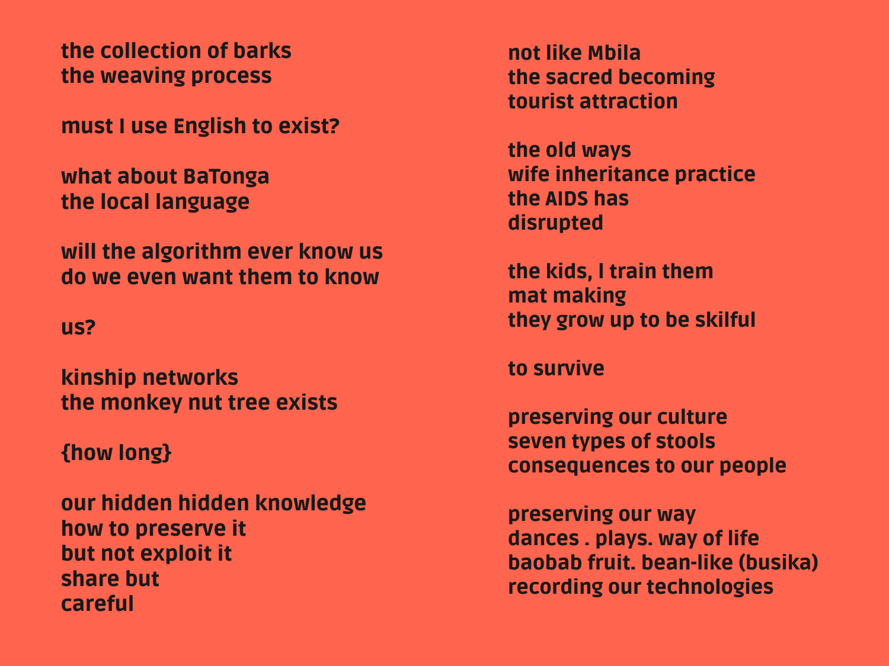the collection of barks
the weaving process

must I use English to exist?

what about BaTonga
the local language

will the algorithm ever know us
do we even want them to know

us?

kinship networks
the monkey nut tree exists

{how long}

our hidden hidden knowledge
how to preserve it
but not exploit it
share but
careful

not like Mbila
the sacred becoming
tourist attraction

the old ways
wife inheritance practice
the AIDS has
disrupted

the kids, I train them
mat making
they grow up to be skilful

to survive

preserving our culture
seven types of stools
consequences to our people

preserving our way
dances . plays. way of life
baobab fruit. bean-like (busika)
recording our technologies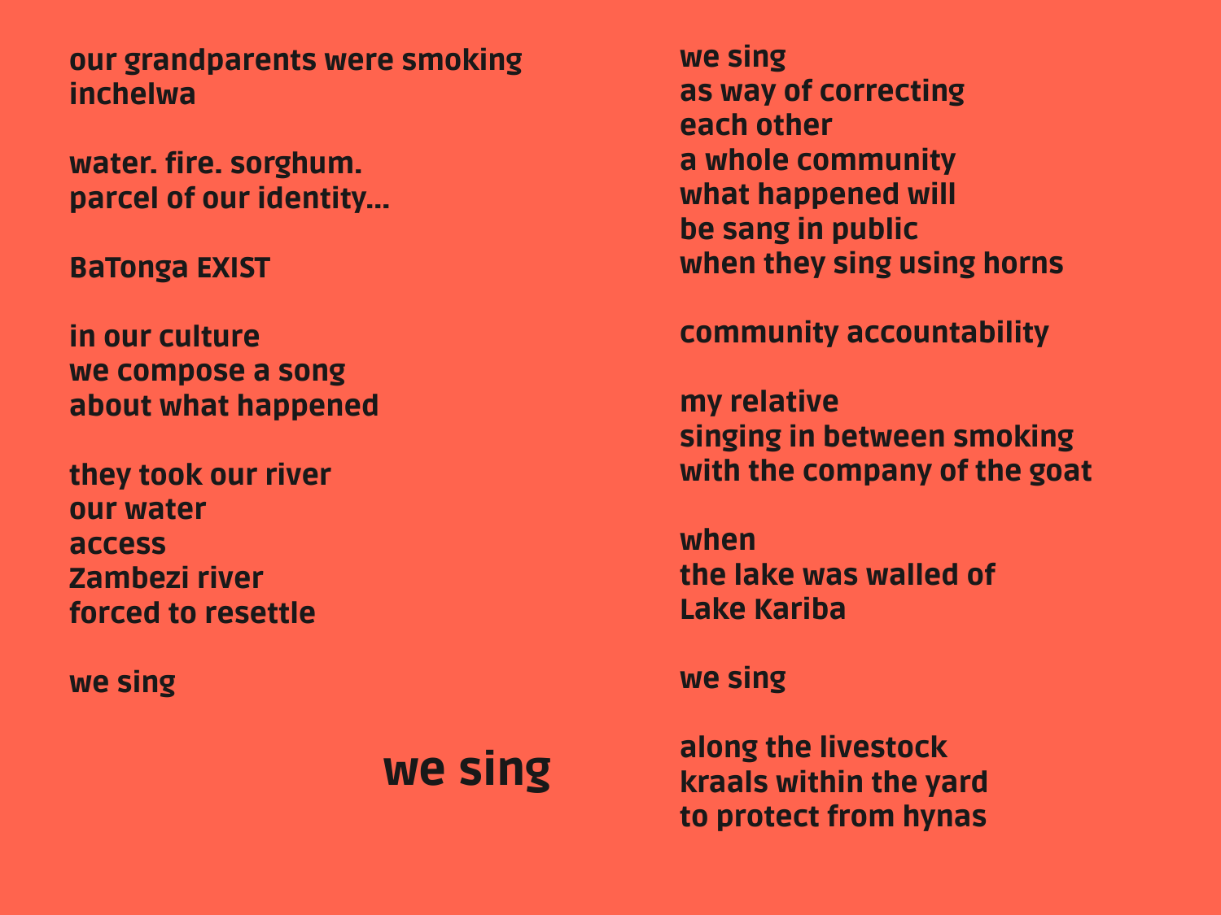our grandparents were smoking
inchelwa

water. fire. sorghum.
parcel of our identity...

BaTonga EXIST

in our culture
we compose a song
about what happened

they took our river
our water
access
Zambezi river
forced to resettle

we sing

**we sing**

we sing
as way of correcting
each other
a whole community
what happened will
be sang in public
when they sing using horns

community accountability

my relative
singing in between smoking
with the company of the goat

when
the lake was walled of
Lake Kariba

we sing

along the livestock
kraals within the yard
to protect from hynas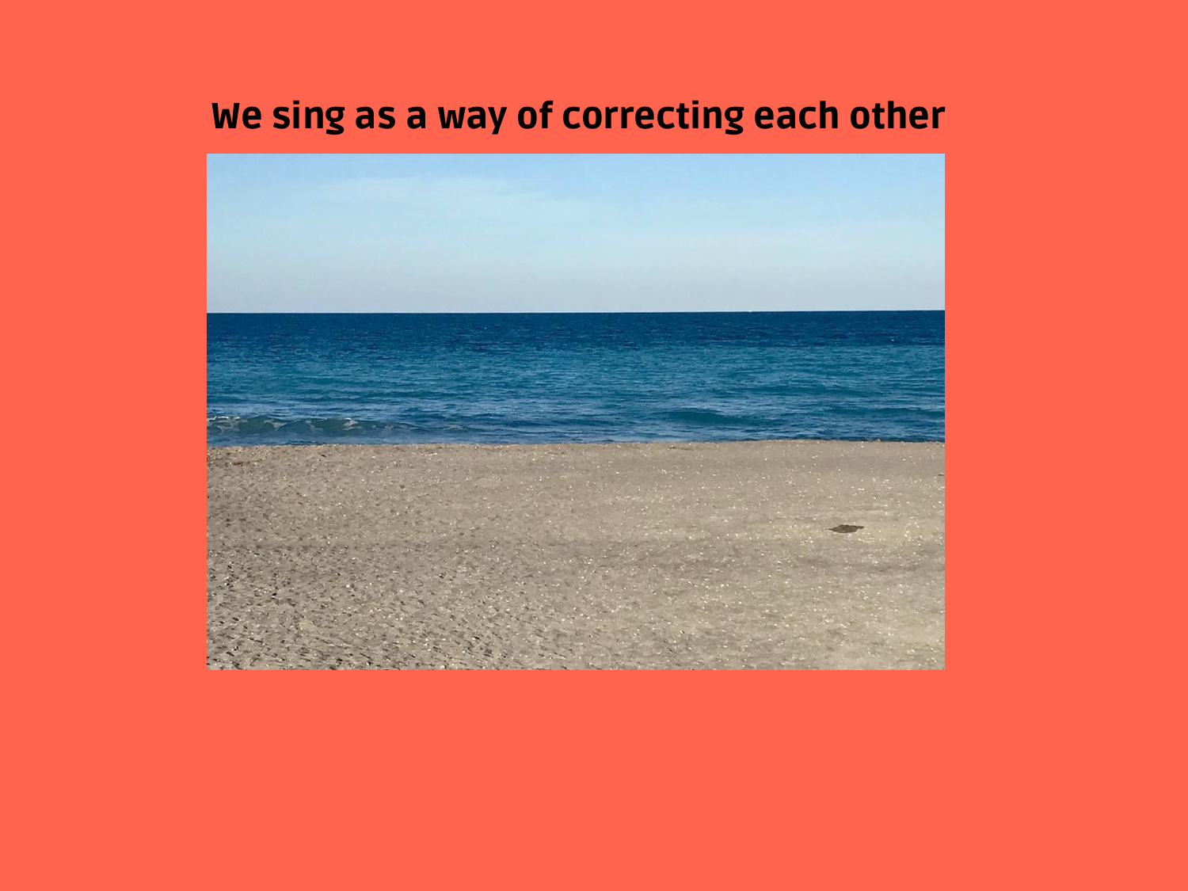# We sing as a way of correcting each other